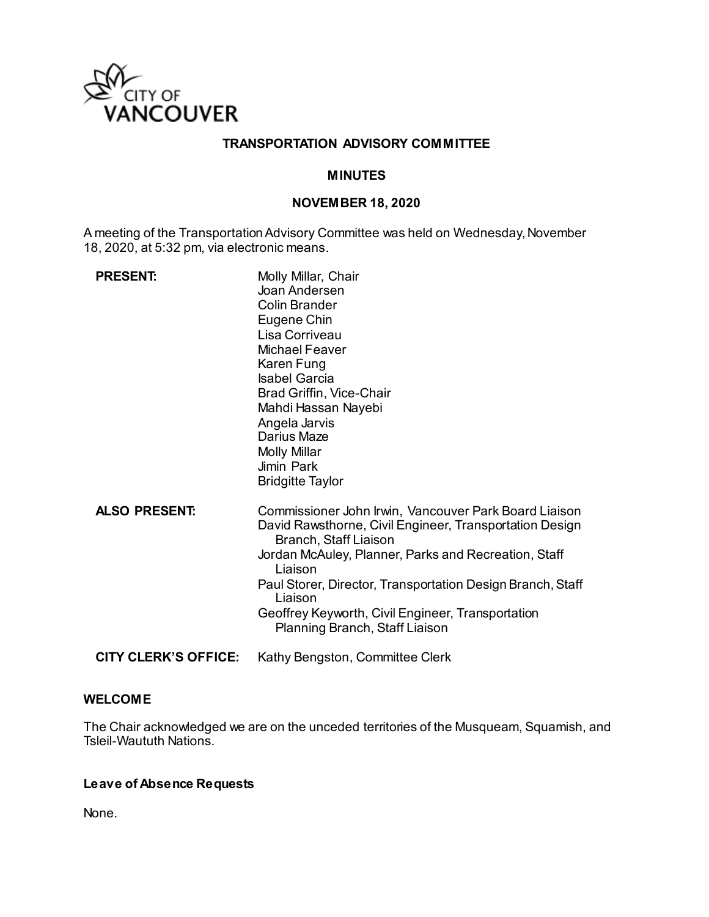# TRANSPORTATION ADVISORY COMMITTEE

## MINUTES

## NOVEMBER 18, 2020

A meeting of the Transportation Advisory Committee was held on Wednesday, November 18, 2020, at 5:32 pm, via electronic means.

**PRESENT:**

Molly Millar, Chair
Joan Andersen
Colin Brander
Eugene Chin
Lisa Corriveau
Michael Feaver
Karen Fung
Isabel Garcia
Brad Griffin, Vice-Chair
Mahdi Hassan Nayebi
Angela Jarvis
Darius Maze
Molly Millar
Jimin Park
Bridgitte Taylor

**ALSO PRESENT:**

Commissioner John Irwin, Vancouver Park Board Liaison
David Rawsthorne, Civil Engineer, Transportation Design Branch, Staff Liaison
Jordan McAuley, Planner, Parks and Recreation, Staff Liaison
Paul Storer, Director, Transportation Design Branch, Staff Liaison
Geoffrey Keyworth, Civil Engineer, Transportation Planning Branch, Staff Liaison

**CITY CLERK'S OFFICE:** Kathy Bengston, Committee Clerk

### WELCOME

The Chair acknowledged we are on the unceded territories of the Musqueam, Squamish, and Tsleil-Waututh Nations.

### Leave of Absence Requests

None.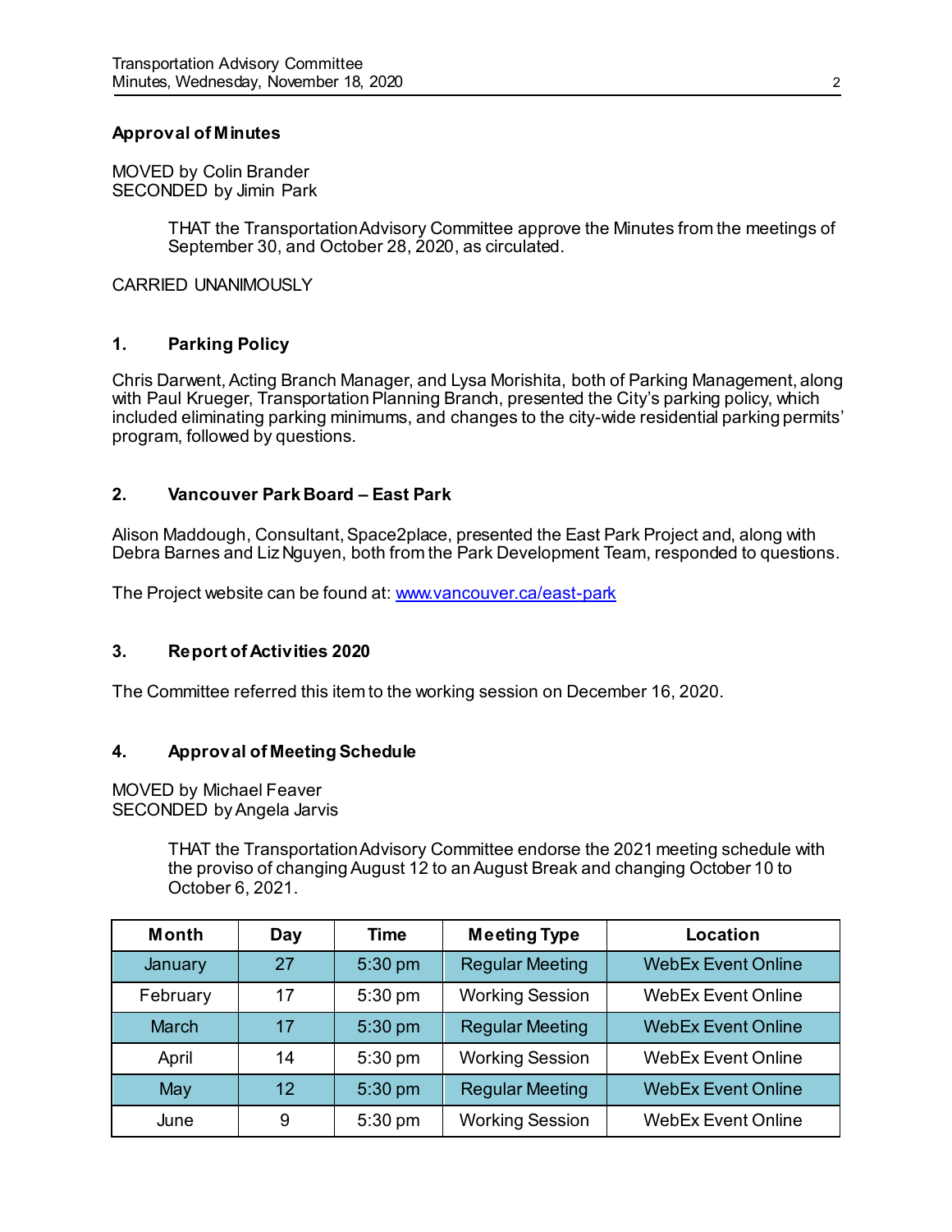**Approval of Minutes**

MOVED by Colin Brander
SECONDED by Jimin Park

> THAT the Transportation Advisory Committee approve the Minutes from the meetings of September 30, and October 28, 2020, as circulated.

CARRIED UNANIMOUSLY

### 1. Parking Policy

Chris Darwent, Acting Branch Manager, and Lysa Morishita, both of Parking Management, along with Paul Krueger, Transportation Planning Branch, presented the City's parking policy, which included eliminating parking minimums, and changes to the city-wide residential parking permits' program, followed by questions.

### 2. Vancouver Park Board – East Park

Alison Maddough, Consultant, Space2place, presented the East Park Project and, along with Debra Barnes and Liz Nguyen, both from the Park Development Team, responded to questions.

The Project website can be found at: [www.vancouver.ca/east-park](www.vancouver.ca/east-park)

### 3. Report of Activities 2020

The Committee referred this item to the working session on December 16, 2020.

### 4. Approval of Meeting Schedule

MOVED by Michael Feaver
SECONDED by Angela Jarvis

> THAT the Transportation Advisory Committee endorse the 2021 meeting schedule with the proviso of changing August 12 to an August Break and changing October 10 to October 6, 2021.

| Month | Day | Time | Meeting Type | Location |
|---|---|---|---|---|
| January | 27 | 5:30 pm | Regular Meeting | WebEx Event Online |
| February | 17 | 5:30 pm | Working Session | WebEx Event Online |
| March | 17 | 5:30 pm | Regular Meeting | WebEx Event Online |
| April | 14 | 5:30 pm | Working Session | WebEx Event Online |
| May | 12 | 5:30 pm | Regular Meeting | WebEx Event Online |
| June | 9 | 5:30 pm | Working Session | WebEx Event Online |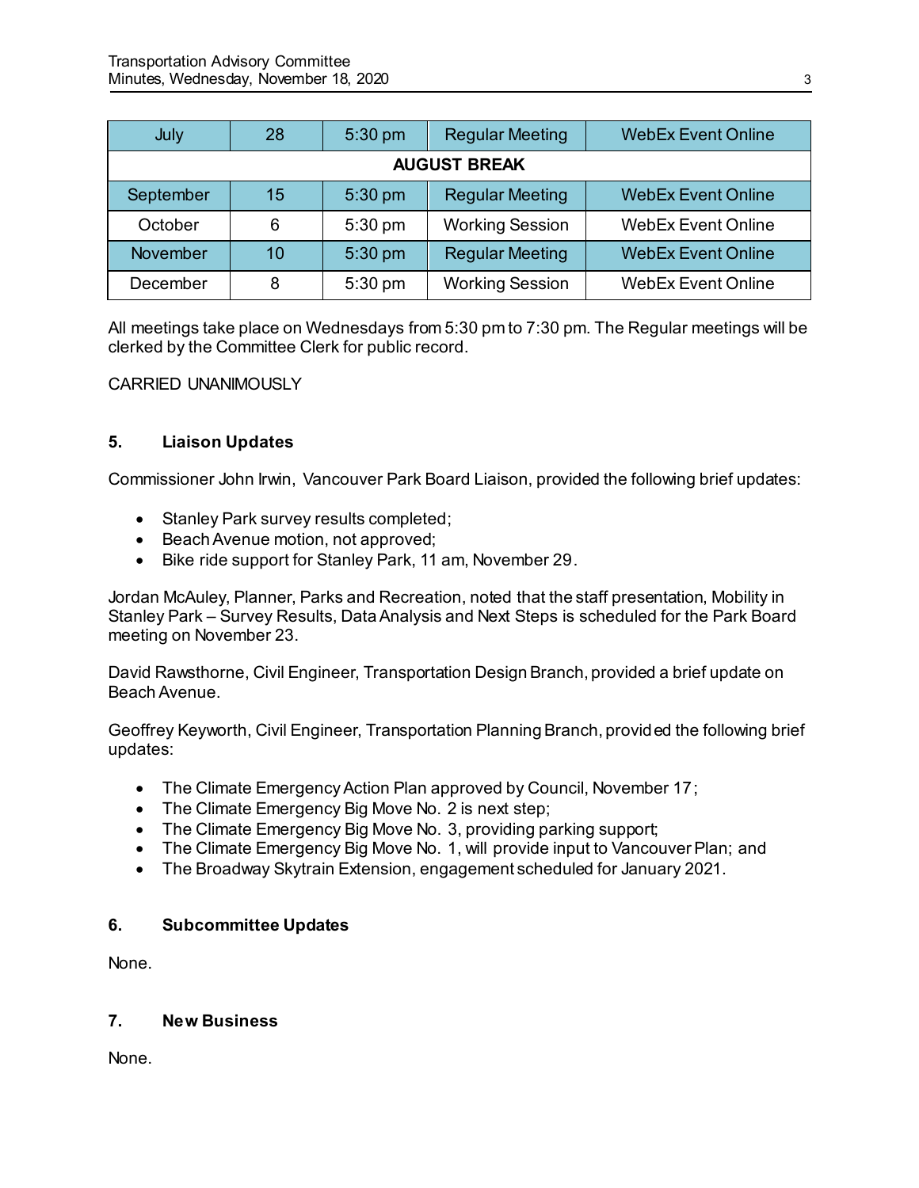| July | 28 | 5:30 pm | Regular Meeting | WebEx Event Online |
|---|---|---|---|---|
| **AUGUST BREAK** | | | | |
| September | 15 | 5:30 pm | Regular Meeting | WebEx Event Online |
| October | 6 | 5:30 pm | Working Session | WebEx Event Online |
| November | 10 | 5:30 pm | Regular Meeting | WebEx Event Online |
| December | 8 | 5:30 pm | Working Session | WebEx Event Online |

All meetings take place on Wednesdays from 5:30 pm to 7:30 pm. The Regular meetings will be clerked by the Committee Clerk for public record.

CARRIED UNANIMOUSLY

## 5. Liaison Updates

Commissioner John Irwin, Vancouver Park Board Liaison, provided the following brief updates:

- Stanley Park survey results completed;
- Beach Avenue motion, not approved;
- Bike ride support for Stanley Park, 11 am, November 29.

Jordan McAuley, Planner, Parks and Recreation, noted that the staff presentation, Mobility in Stanley Park – Survey Results, Data Analysis and Next Steps is scheduled for the Park Board meeting on November 23.

David Rawsthorne, Civil Engineer, Transportation Design Branch, provided a brief update on Beach Avenue.

Geoffrey Keyworth, Civil Engineer, Transportation Planning Branch, provided the following brief updates:

- The Climate Emergency Action Plan approved by Council, November 17;
- The Climate Emergency Big Move No. 2 is next step;
- The Climate Emergency Big Move No. 3, providing parking support;
- The Climate Emergency Big Move No. 1, will provide input to Vancouver Plan; and
- The Broadway Skytrain Extension, engagement scheduled for January 2021.

## 6. Subcommittee Updates

None.

## 7. New Business

None.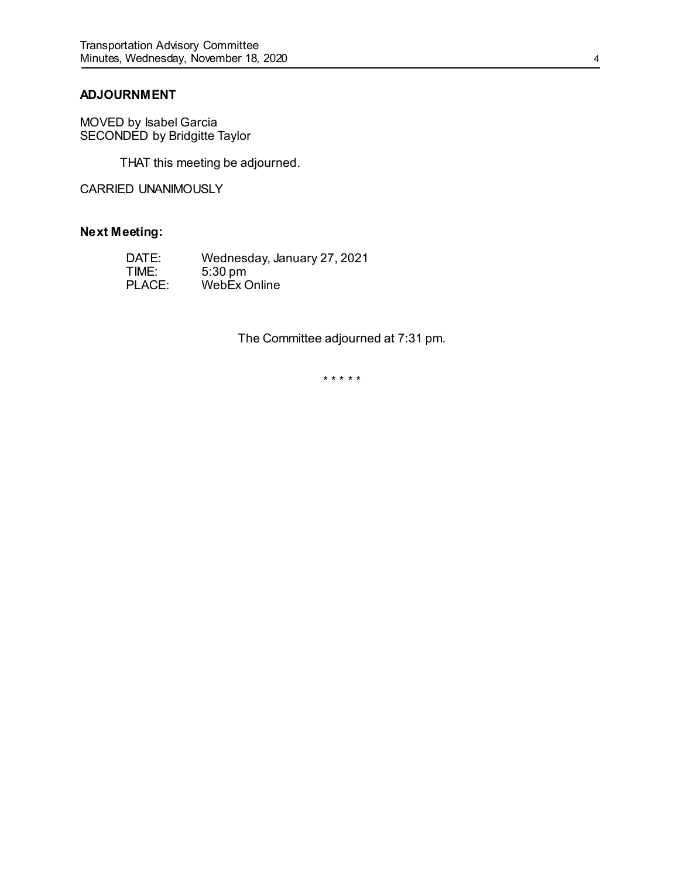## ADJOURNMENT

MOVED by Isabel Garcia
SECONDED by Bridgitte Taylor

THAT this meeting be adjourned.

CARRIED UNANIMOUSLY

**Next Meeting:**

| | |
|---|---|
| DATE: | Wednesday, January 27, 2021 |
| TIME: | 5:30 pm |
| PLACE: | WebEx Online |

The Committee adjourned at 7:31 pm.

\* \* \* \* \*